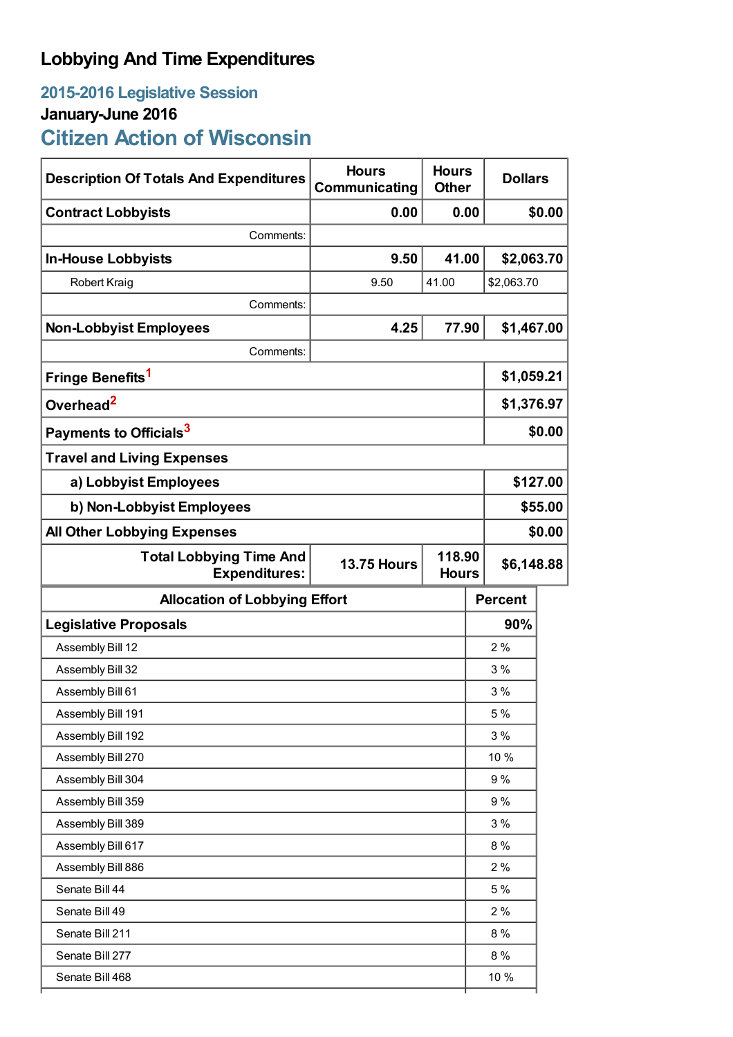# Lobbying And Time Expenditures

## 2015-2016 Legislative Session

### January-June 2016

## Citizen Action of Wisconsin

| Description Of Totals And Expenditures | Hours Communicating | Hours Other | Dollars |
|---|---|---|---|
| **Contract Lobbyists** | **0.00** | **0.00** | **$0.00** |
| Comments: | | | |
| **In-House Lobbyists** | **9.50** | **41.00** | **$2,063.70** |
| Robert Kraig | 9.50 | 41.00 | $2,063.70 |
| Comments: | | | |
| **Non-Lobbyist Employees** | **4.25** | **77.90** | **$1,467.00** |
| Comments: | | | |
| **Fringe Benefits**[1] | | | **$1,059.21** |
| **Overhead**[2] | | | **$1,376.97** |
| **Payments to Officials**[3] | | | **$0.00** |
| **Travel and Living Expenses** | | | |
| **a) Lobbyist Employees** | | | **$127.00** |
| **b) Non-Lobbyist Employees** | | | **$55.00** |
| **All Other Lobbying Expenses** | | | **$0.00** |
| **Total Lobbying Time And Expenditures:** | **13.75 Hours** | **118.90 Hours** | **$6,148.88** |

| Allocation of Lobbying Effort | Percent |
|---|---|
| **Legislative Proposals** | **90%** |
| Assembly Bill 12 | 2 % |
| Assembly Bill 32 | 3 % |
| Assembly Bill 61 | 3 % |
| Assembly Bill 191 | 5 % |
| Assembly Bill 192 | 3 % |
| Assembly Bill 270 | 10 % |
| Assembly Bill 304 | 9 % |
| Assembly Bill 359 | 9 % |
| Assembly Bill 389 | 3 % |
| Assembly Bill 617 | 8 % |
| Assembly Bill 886 | 2 % |
| Senate Bill 44 | 5 % |
| Senate Bill 49 | 2 % |
| Senate Bill 211 | 8 % |
| Senate Bill 277 | 8 % |
| Senate Bill 468 | 10 % |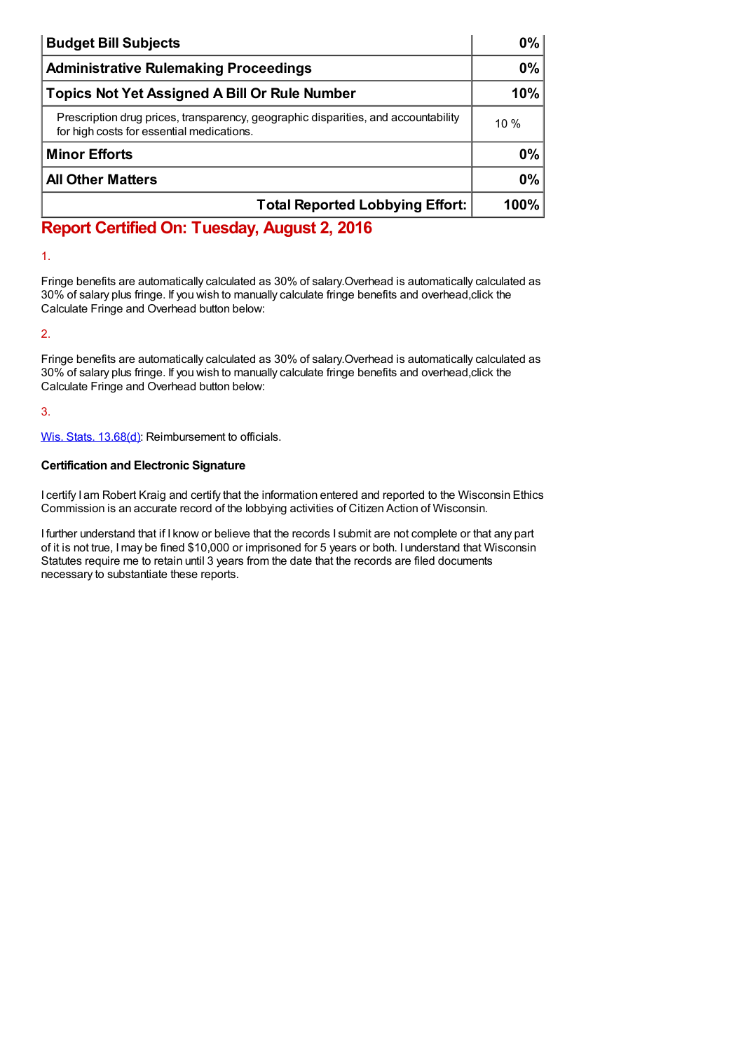| | |
|---|---|
| **Budget Bill Subjects** | **0%** |
| **Administrative Rulemaking Proceedings** | **0%** |
| **Topics Not Yet Assigned A Bill Or Rule Number** | **10%** |
| Prescription drug prices, transparency, geographic disparities, and accountability for high costs for essential medications. | 10 % |
| **Minor Efforts** | **0%** |
| **All Other Matters** | **0%** |
| **Total Reported Lobbying Effort:** | **100%** |

## Report Certified On: Tuesday, August 2, 2016

1.

Fringe benefits are automatically calculated as 30% of salary.Overhead is automatically calculated as 30% of salary plus fringe. If you wish to manually calculate fringe benefits and overhead,click the Calculate Fringe and Overhead button below:

2.

Fringe benefits are automatically calculated as 30% of salary.Overhead is automatically calculated as 30% of salary plus fringe. If you wish to manually calculate fringe benefits and overhead,click the Calculate Fringe and Overhead button below:

3.

Wis. Stats. 13.68(d): Reimbursement to officials.

**Certification and Electronic Signature**

I certify I am Robert Kraig and certify that the information entered and reported to the Wisconsin Ethics Commission is an accurate record of the lobbying activities of Citizen Action of Wisconsin.

I further understand that if I know or believe that the records I submit are not complete or that any part of it is not true, I may be fined $10,000 or imprisoned for 5 years or both. I understand that Wisconsin Statutes require me to retain until 3 years from the date that the records are filed documents necessary to substantiate these reports.